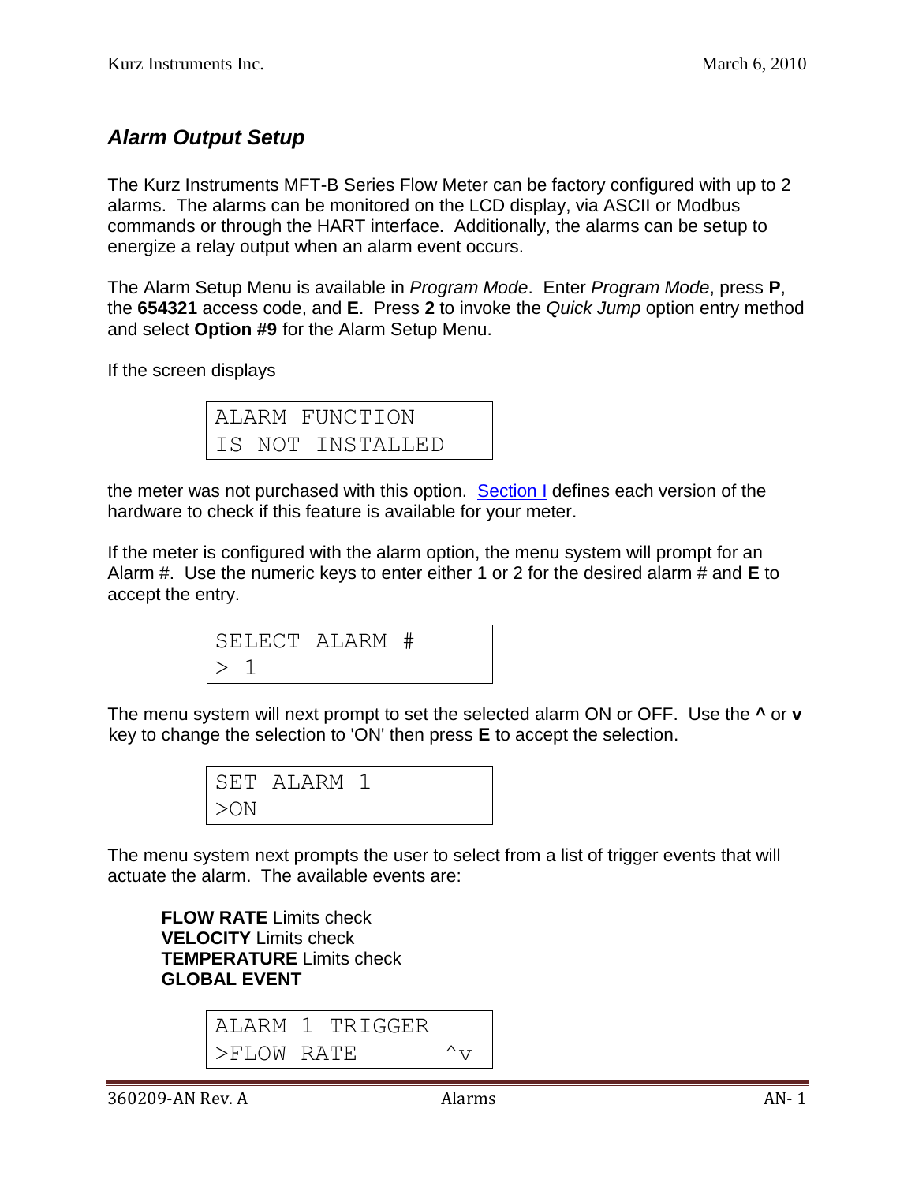## *Alarm Output Setup*

The Kurz Instruments MFT-B Series Flow Meter can be factory configured with up to 2 alarms. The alarms can be monitored on the LCD display, via ASCII or Modbus commands or through the HART interface. Additionally, the alarms can be setup to energize a relay output when an alarm event occurs.

The Alarm Setup Menu is available in *Program Mode*. Enter *Program Mode*, press **P**, the **654321** access code, and **E**. Press **2** to invoke the *Quick Jump* option entry method and select **Option #9** for the Alarm Setup Menu.

If the screen displays

```
ALARM FUNCTION
IS NOT INSTALLED
```

the meter was not purchased with this option. Section I defines each version of the hardware to check if this feature is available for your meter.

If the meter is configured with the alarm option, the menu system will prompt for an Alarm #. Use the numeric keys to enter either 1 or 2 for the desired alarm # and **E** to accept the entry.

```
SELECT ALARM #
> 1
```

The menu system will next prompt to set the selected alarm ON or OFF. Use the **^** or **v** key to change the selection to 'ON' then press **E** to accept the selection.

```
SET ALARM 1
>ON
```

The menu system next prompts the user to select from a list of trigger events that will actuate the alarm. The available events are:

**FLOW RATE** Limits check
**VELOCITY** Limits check
**TEMPERATURE** Limits check
**GLOBAL EVENT**

```
ALARM 1 TRIGGER
>FLOW RATE      ^v
```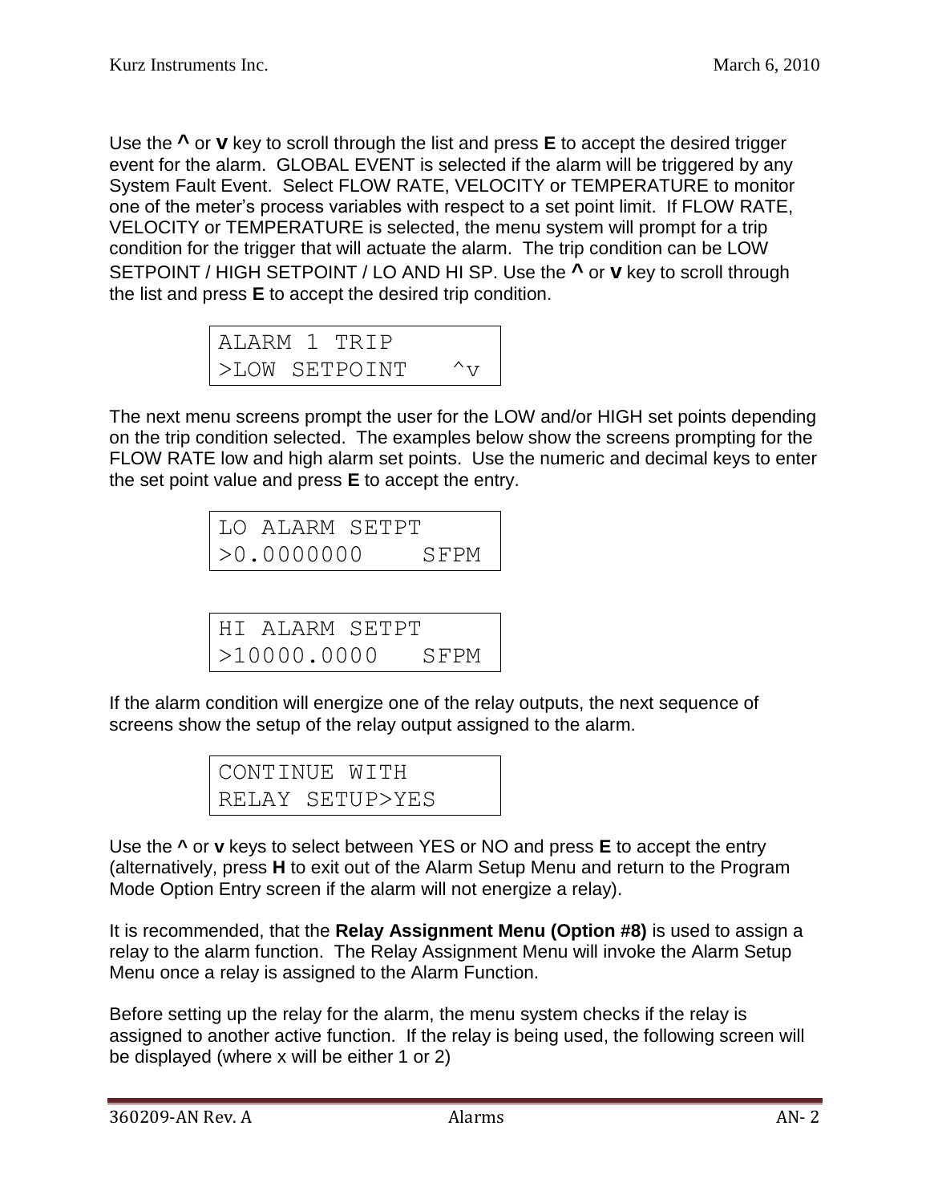Use the **^** or **v** key to scroll through the list and press **E** to accept the desired trigger event for the alarm. GLOBAL EVENT is selected if the alarm will be triggered by any System Fault Event. Select FLOW RATE, VELOCITY or TEMPERATURE to monitor one of the meter's process variables with respect to a set point limit. If FLOW RATE, VELOCITY or TEMPERATURE is selected, the menu system will prompt for a trip condition for the trigger that will actuate the alarm. The trip condition can be LOW SETPOINT / HIGH SETPOINT / LO AND HI SP. Use the **^** or **v** key to scroll through the list and press **E** to accept the desired trip condition.

```
ALARM 1 TRIP
>LOW SETPOINT   ^v
```

The next menu screens prompt the user for the LOW and/or HIGH set points depending on the trip condition selected. The examples below show the screens prompting for the FLOW RATE low and high alarm set points. Use the numeric and decimal keys to enter the set point value and press **E** to accept the entry.

```
LO ALARM SETPT
>0.0000000    SFPM
```

```
HI ALARM SETPT
>10000.0000   SFPM
```

If the alarm condition will energize one of the relay outputs, the next sequence of screens show the setup of the relay output assigned to the alarm.

```
CONTINUE WITH
RELAY SETUP>YES
```

Use the **^** or **v** keys to select between YES or NO and press **E** to accept the entry (alternatively, press **H** to exit out of the Alarm Setup Menu and return to the Program Mode Option Entry screen if the alarm will not energize a relay).

It is recommended, that the **Relay Assignment Menu (Option #8)** is used to assign a relay to the alarm function. The Relay Assignment Menu will invoke the Alarm Setup Menu once a relay is assigned to the Alarm Function.

Before setting up the relay for the alarm, the menu system checks if the relay is assigned to another active function. If the relay is being used, the following screen will be displayed (where x will be either 1 or 2)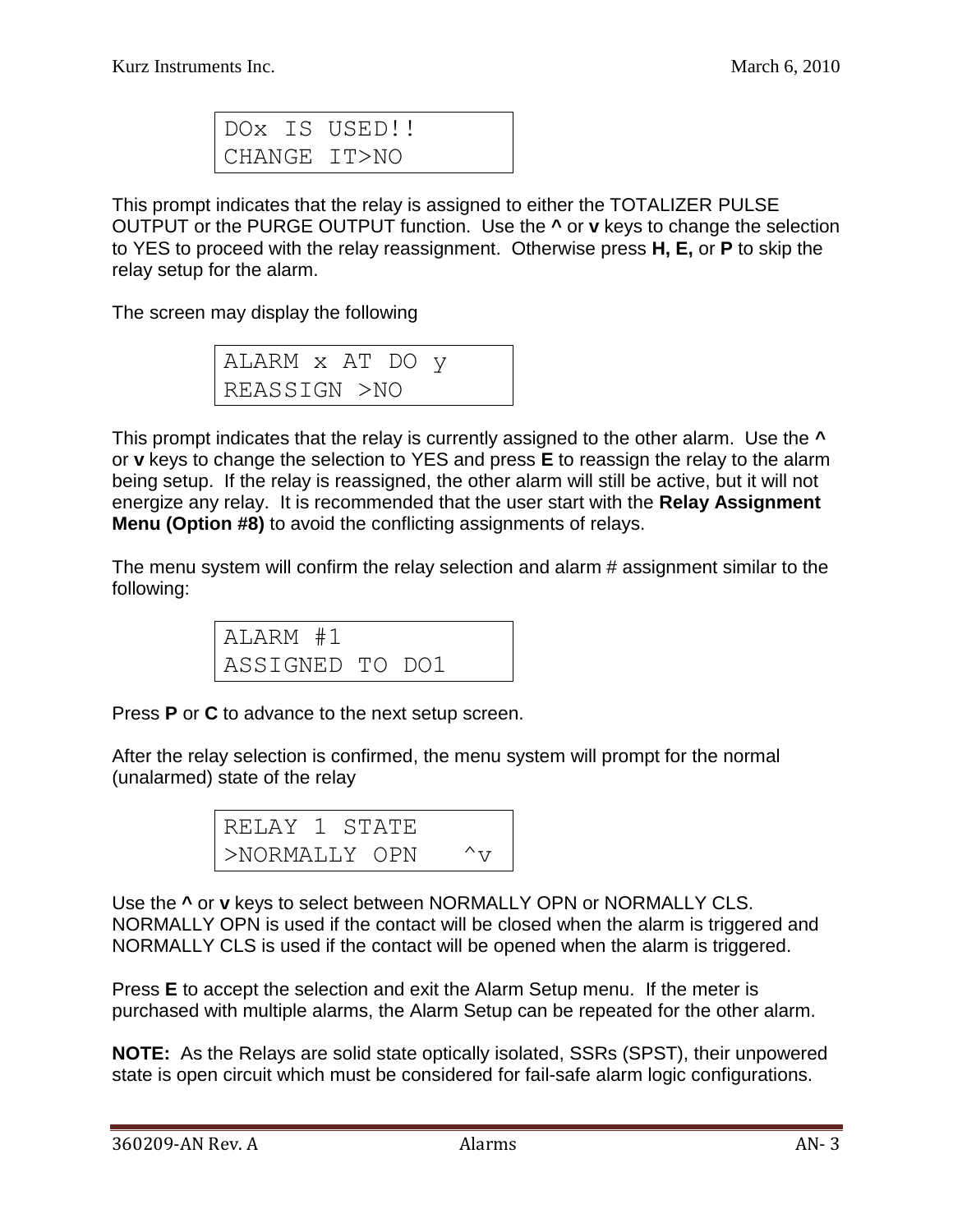```
DOx IS USED!!
CHANGE IT>NO
```

This prompt indicates that the relay is assigned to either the TOTALIZER PULSE OUTPUT or the PURGE OUTPUT function. Use the **^** or **v** keys to change the selection to YES to proceed with the relay reassignment. Otherwise press **H, E,** or **P** to skip the relay setup for the alarm.

The screen may display the following

```
ALARM x AT DO y
REASSIGN >NO
```

This prompt indicates that the relay is currently assigned to the other alarm. Use the **^** or **v** keys to change the selection to YES and press **E** to reassign the relay to the alarm being setup. If the relay is reassigned, the other alarm will still be active, but it will not energize any relay. It is recommended that the user start with the **Relay Assignment Menu (Option #8)** to avoid the conflicting assignments of relays.

The menu system will confirm the relay selection and alarm # assignment similar to the following:

```
ALARM #1
ASSIGNED TO DO1
```

Press **P** or **C** to advance to the next setup screen.

After the relay selection is confirmed, the menu system will prompt for the normal (unalarmed) state of the relay

```
RELAY 1 STATE
>NORMALLY OPN    ^v
```

Use the **^** or **v** keys to select between NORMALLY OPN or NORMALLY CLS. NORMALLY OPN is used if the contact will be closed when the alarm is triggered and NORMALLY CLS is used if the contact will be opened when the alarm is triggered.

Press **E** to accept the selection and exit the Alarm Setup menu. If the meter is purchased with multiple alarms, the Alarm Setup can be repeated for the other alarm.

**NOTE:** As the Relays are solid state optically isolated, SSRs (SPST), their unpowered state is open circuit which must be considered for fail-safe alarm logic configurations.